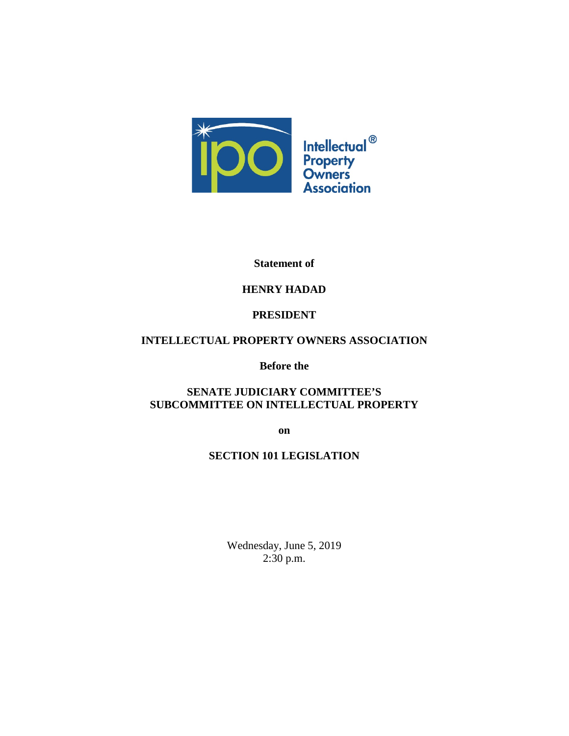Intellectual® Property Owners Association

**Statement of**

**HENRY HADAD**

**PRESIDENT**

**INTELLECTUAL PROPERTY OWNERS ASSOCIATION**

**Before the**

**SENATE JUDICIARY COMMITTEE'S SUBCOMMITTEE ON INTELLECTUAL PROPERTY**

**on**

**SECTION 101 LEGISLATION**

Wednesday, June 5, 2019
2:30 p.m.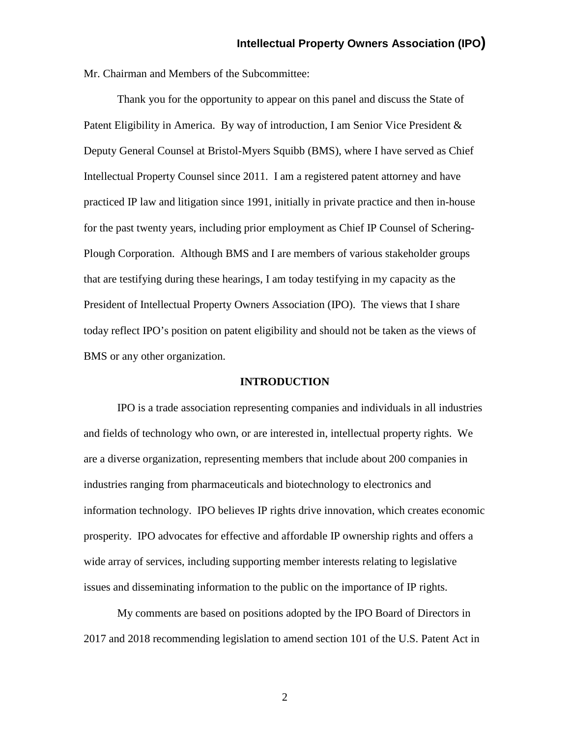Mr. Chairman and Members of the Subcommittee:

Thank you for the opportunity to appear on this panel and discuss the State of Patent Eligibility in America. By way of introduction, I am Senior Vice President & Deputy General Counsel at Bristol-Myers Squibb (BMS), where I have served as Chief Intellectual Property Counsel since 2011. I am a registered patent attorney and have practiced IP law and litigation since 1991, initially in private practice and then in-house for the past twenty years, including prior employment as Chief IP Counsel of Schering-Plough Corporation. Although BMS and I are members of various stakeholder groups that are testifying during these hearings, I am today testifying in my capacity as the President of Intellectual Property Owners Association (IPO). The views that I share today reflect IPO's position on patent eligibility and should not be taken as the views of BMS or any other organization.

## INTRODUCTION

IPO is a trade association representing companies and individuals in all industries and fields of technology who own, or are interested in, intellectual property rights. We are a diverse organization, representing members that include about 200 companies in industries ranging from pharmaceuticals and biotechnology to electronics and information technology. IPO believes IP rights drive innovation, which creates economic prosperity. IPO advocates for effective and affordable IP ownership rights and offers a wide array of services, including supporting member interests relating to legislative issues and disseminating information to the public on the importance of IP rights.

My comments are based on positions adopted by the IPO Board of Directors in 2017 and 2018 recommending legislation to amend section 101 of the U.S. Patent Act in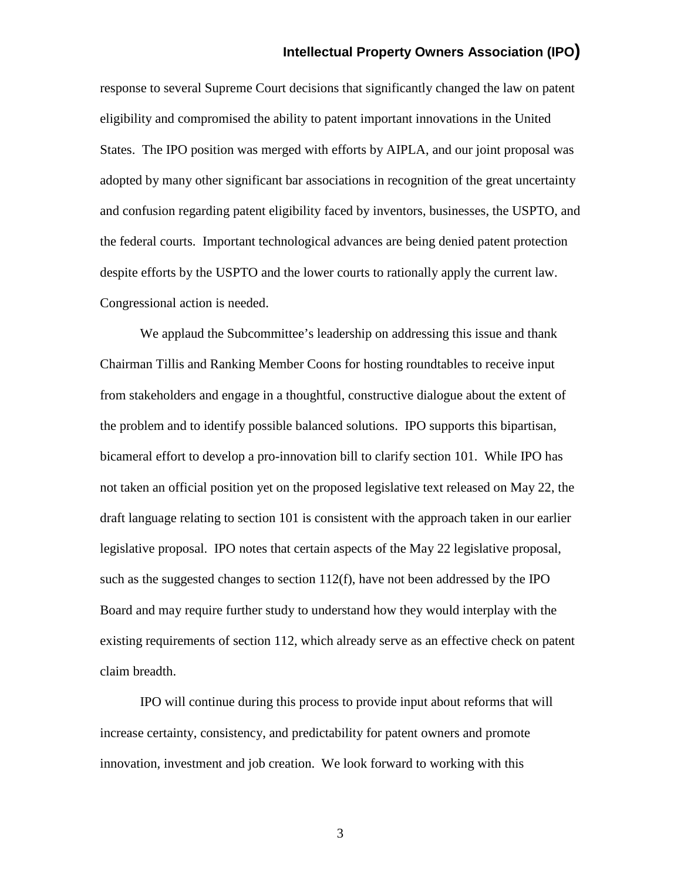response to several Supreme Court decisions that significantly changed the law on patent eligibility and compromised the ability to patent important innovations in the United States. The IPO position was merged with efforts by AIPLA, and our joint proposal was adopted by many other significant bar associations in recognition of the great uncertainty and confusion regarding patent eligibility faced by inventors, businesses, the USPTO, and the federal courts. Important technological advances are being denied patent protection despite efforts by the USPTO and the lower courts to rationally apply the current law. Congressional action is needed.

We applaud the Subcommittee's leadership on addressing this issue and thank Chairman Tillis and Ranking Member Coons for hosting roundtables to receive input from stakeholders and engage in a thoughtful, constructive dialogue about the extent of the problem and to identify possible balanced solutions. IPO supports this bipartisan, bicameral effort to develop a pro-innovation bill to clarify section 101. While IPO has not taken an official position yet on the proposed legislative text released on May 22, the draft language relating to section 101 is consistent with the approach taken in our earlier legislative proposal. IPO notes that certain aspects of the May 22 legislative proposal, such as the suggested changes to section 112(f), have not been addressed by the IPO Board and may require further study to understand how they would interplay with the existing requirements of section 112, which already serve as an effective check on patent claim breadth.

IPO will continue during this process to provide input about reforms that will increase certainty, consistency, and predictability for patent owners and promote innovation, investment and job creation. We look forward to working with this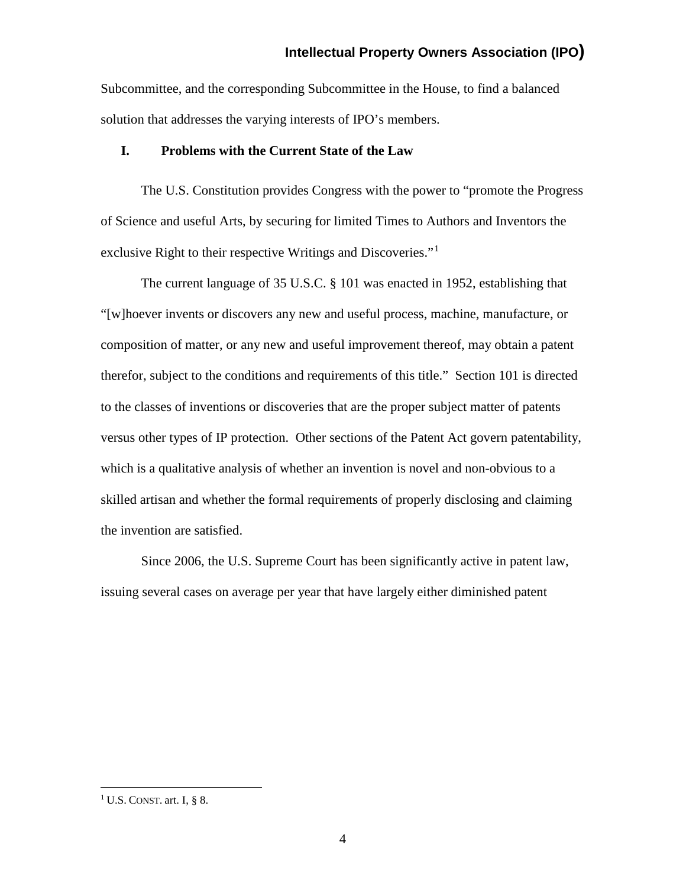Subcommittee, and the corresponding Subcommittee in the House, to find a balanced solution that addresses the varying interests of IPO's members.

## I. Problems with the Current State of the Law

The U.S. Constitution provides Congress with the power to "promote the Progress of Science and useful Arts, by securing for limited Times to Authors and Inventors the exclusive Right to their respective Writings and Discoveries."[1]

The current language of 35 U.S.C. § 101 was enacted in 1952, establishing that "[w]hoever invents or discovers any new and useful process, machine, manufacture, or composition of matter, or any new and useful improvement thereof, may obtain a patent therefor, subject to the conditions and requirements of this title." Section 101 is directed to the classes of inventions or discoveries that are the proper subject matter of patents versus other types of IP protection. Other sections of the Patent Act govern patentability, which is a qualitative analysis of whether an invention is novel and non-obvious to a skilled artisan and whether the formal requirements of properly disclosing and claiming the invention are satisfied.

Since 2006, the U.S. Supreme Court has been significantly active in patent law, issuing several cases on average per year that have largely either diminished patent

---

[1] U.S. CONST. art. I, § 8.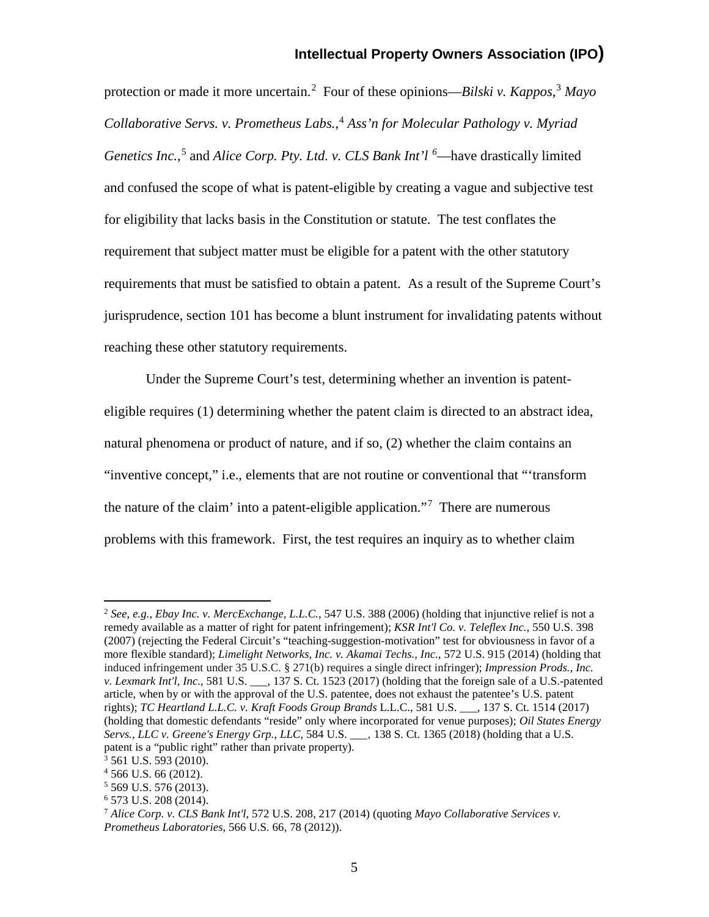protection or made it more uncertain.[2] Four of these opinions—*Bilski v. Kappos*,[3] *Mayo Collaborative Servs. v. Prometheus Labs.*,[4] *Ass'n for Molecular Pathology v. Myriad Genetics Inc.*,[5] and *Alice Corp. Pty. Ltd. v. CLS Bank Int'l*[6]—have drastically limited and confused the scope of what is patent-eligible by creating a vague and subjective test for eligibility that lacks basis in the Constitution or statute. The test conflates the requirement that subject matter must be eligible for a patent with the other statutory requirements that must be satisfied to obtain a patent. As a result of the Supreme Court's jurisprudence, section 101 has become a blunt instrument for invalidating patents without reaching these other statutory requirements.

Under the Supreme Court's test, determining whether an invention is patent-eligible requires (1) determining whether the patent claim is directed to an abstract idea, natural phenomena or product of nature, and if so, (2) whether the claim contains an "inventive concept," i.e., elements that are not routine or conventional that "'transform the nature of the claim' into a patent-eligible application."[7] There are numerous problems with this framework. First, the test requires an inquiry as to whether claim

---

[2] *See, e.g.*, *Ebay Inc. v. MercExchange, L.L.C.*, 547 U.S. 388 (2006) (holding that injunctive relief is not a remedy available as a matter of right for patent infringement); *KSR Int'l Co. v. Teleflex Inc.*, 550 U.S. 398 (2007) (rejecting the Federal Circuit's "teaching-suggestion-motivation" test for obviousness in favor of a more flexible standard); *Limelight Networks, Inc. v. Akamai Techs., Inc.*, 572 U.S. 915 (2014) (holding that induced infringement under 35 U.S.C. § 271(b) requires a single direct infringer); *Impression Prods., Inc. v. Lexmark Int'l, Inc.*, 581 U.S. ___, 137 S. Ct. 1523 (2017) (holding that the foreign sale of a U.S.-patented article, when by or with the approval of the U.S. patentee, does not exhaust the patentee's U.S. patent rights); *TC Heartland L.L.C. v. Kraft Foods Group Brands* L.L.C., 581 U.S. ___, 137 S. Ct. 1514 (2017) (holding that domestic defendants "reside" only where incorporated for venue purposes); *Oil States Energy Servs., LLC v. Greene's Energy Grp., LLC*, 584 U.S. ___, 138 S. Ct. 1365 (2018) (holding that a U.S. patent is a "public right" rather than private property).

[3] 561 U.S. 593 (2010).

[4] 566 U.S. 66 (2012).

[5] 569 U.S. 576 (2013).

[6] 573 U.S. 208 (2014).

[7] *Alice Corp. v. CLS Bank Int'l*, 572 U.S. 208, 217 (2014) (quoting *Mayo Collaborative Services v. Prometheus Laboratories*, 566 U.S. 66, 78 (2012)).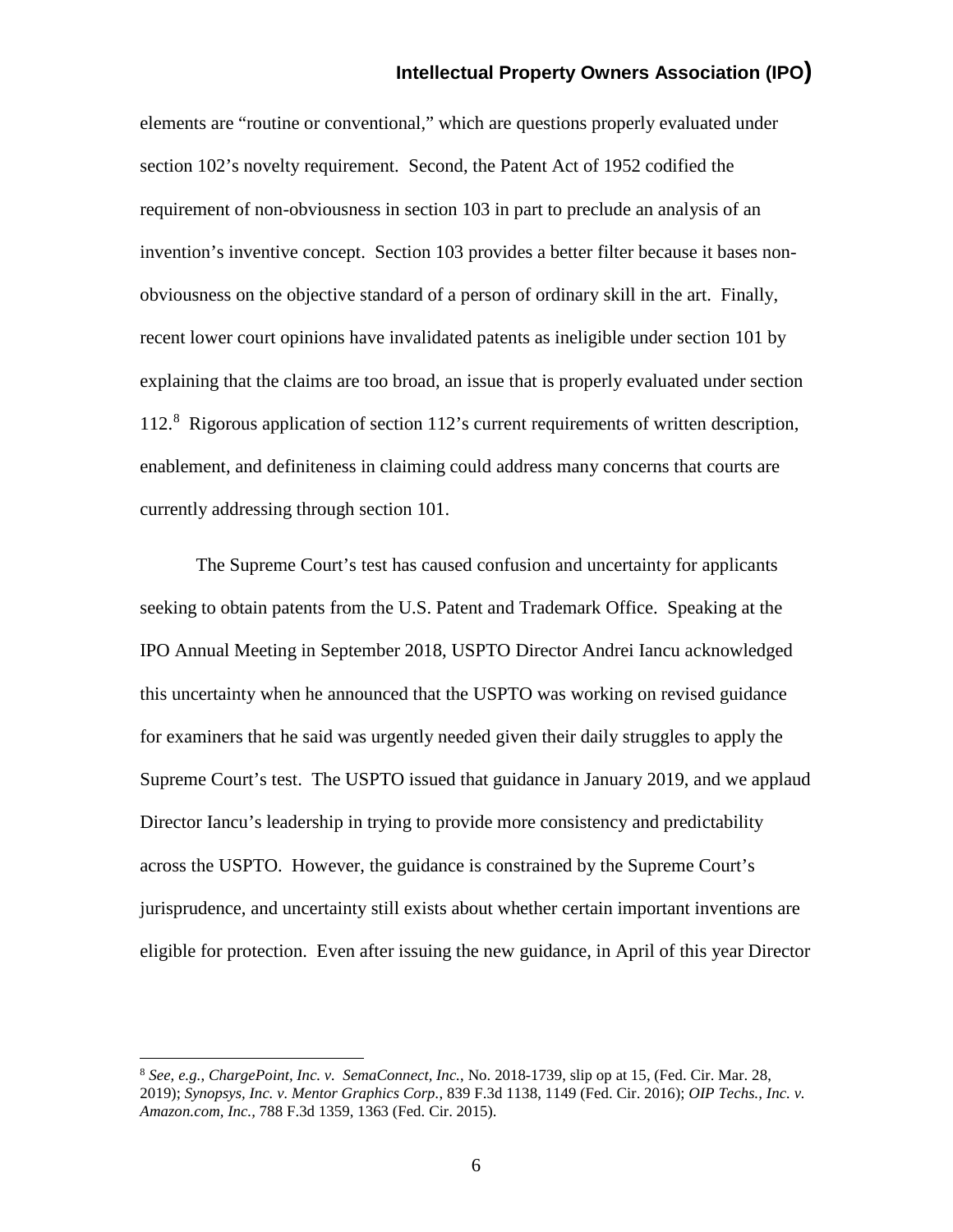elements are "routine or conventional," which are questions properly evaluated under section 102's novelty requirement. Second, the Patent Act of 1952 codified the requirement of non-obviousness in section 103 in part to preclude an analysis of an invention's inventive concept. Section 103 provides a better filter because it bases non-obviousness on the objective standard of a person of ordinary skill in the art. Finally, recent lower court opinions have invalidated patents as ineligible under section 101 by explaining that the claims are too broad, an issue that is properly evaluated under section 112.[8] Rigorous application of section 112's current requirements of written description, enablement, and definiteness in claiming could address many concerns that courts are currently addressing through section 101.

The Supreme Court's test has caused confusion and uncertainty for applicants seeking to obtain patents from the U.S. Patent and Trademark Office. Speaking at the IPO Annual Meeting in September 2018, USPTO Director Andrei Iancu acknowledged this uncertainty when he announced that the USPTO was working on revised guidance for examiners that he said was urgently needed given their daily struggles to apply the Supreme Court's test. The USPTO issued that guidance in January 2019, and we applaud Director Iancu's leadership in trying to provide more consistency and predictability across the USPTO. However, the guidance is constrained by the Supreme Court's jurisprudence, and uncertainty still exists about whether certain important inventions are eligible for protection. Even after issuing the new guidance, in April of this year Director

---

[8] *See, e.g., ChargePoint, Inc. v. SemaConnect, Inc.*, No. 2018-1739, slip op at 15, (Fed. Cir. Mar. 28, 2019); *Synopsys, Inc. v. Mentor Graphics Corp.*, 839 F.3d 1138, 1149 (Fed. Cir. 2016); *OIP Techs., Inc. v. Amazon.com, Inc.*, 788 F.3d 1359, 1363 (Fed. Cir. 2015).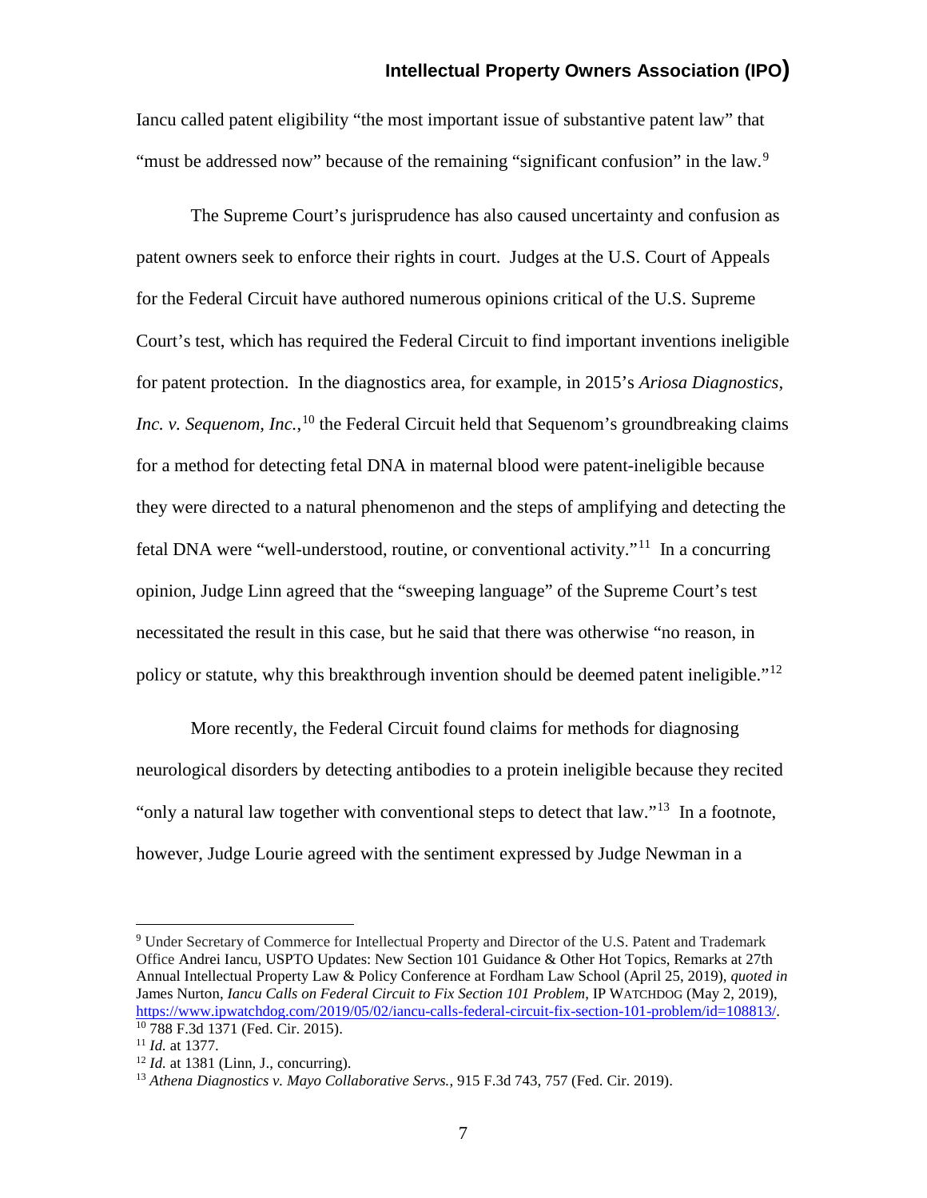Iancu called patent eligibility "the most important issue of substantive patent law" that "must be addressed now" because of the remaining "significant confusion" in the law.[9]

The Supreme Court's jurisprudence has also caused uncertainty and confusion as patent owners seek to enforce their rights in court. Judges at the U.S. Court of Appeals for the Federal Circuit have authored numerous opinions critical of the U.S. Supreme Court's test, which has required the Federal Circuit to find important inventions ineligible for patent protection. In the diagnostics area, for example, in 2015's *Ariosa Diagnostics, Inc. v. Sequenom, Inc.*,[10] the Federal Circuit held that Sequenom's groundbreaking claims for a method for detecting fetal DNA in maternal blood were patent-ineligible because they were directed to a natural phenomenon and the steps of amplifying and detecting the fetal DNA were "well-understood, routine, or conventional activity."[11] In a concurring opinion, Judge Linn agreed that the "sweeping language" of the Supreme Court's test necessitated the result in this case, but he said that there was otherwise "no reason, in policy or statute, why this breakthrough invention should be deemed patent ineligible."[12]

More recently, the Federal Circuit found claims for methods for diagnosing neurological disorders by detecting antibodies to a protein ineligible because they recited "only a natural law together with conventional steps to detect that law."[13] In a footnote, however, Judge Lourie agreed with the sentiment expressed by Judge Newman in a

---

[9] Under Secretary of Commerce for Intellectual Property and Director of the U.S. Patent and Trademark Office Andrei Iancu, USPTO Updates: New Section 101 Guidance & Other Hot Topics, Remarks at 27th Annual Intellectual Property Law & Policy Conference at Fordham Law School (April 25, 2019), *quoted in* James Nurton, *Iancu Calls on Federal Circuit to Fix Section 101 Problem*, IP WATCHDOG (May 2, 2019), https://www.ipwatchdog.com/2019/05/02/iancu-calls-federal-circuit-fix-section-101-problem/id=108813/.

[10] 788 F.3d 1371 (Fed. Cir. 2015).

[11] *Id.* at 1377.

[12] *Id.* at 1381 (Linn, J., concurring).

[13] *Athena Diagnostics v. Mayo Collaborative Servs.*, 915 F.3d 743, 757 (Fed. Cir. 2019).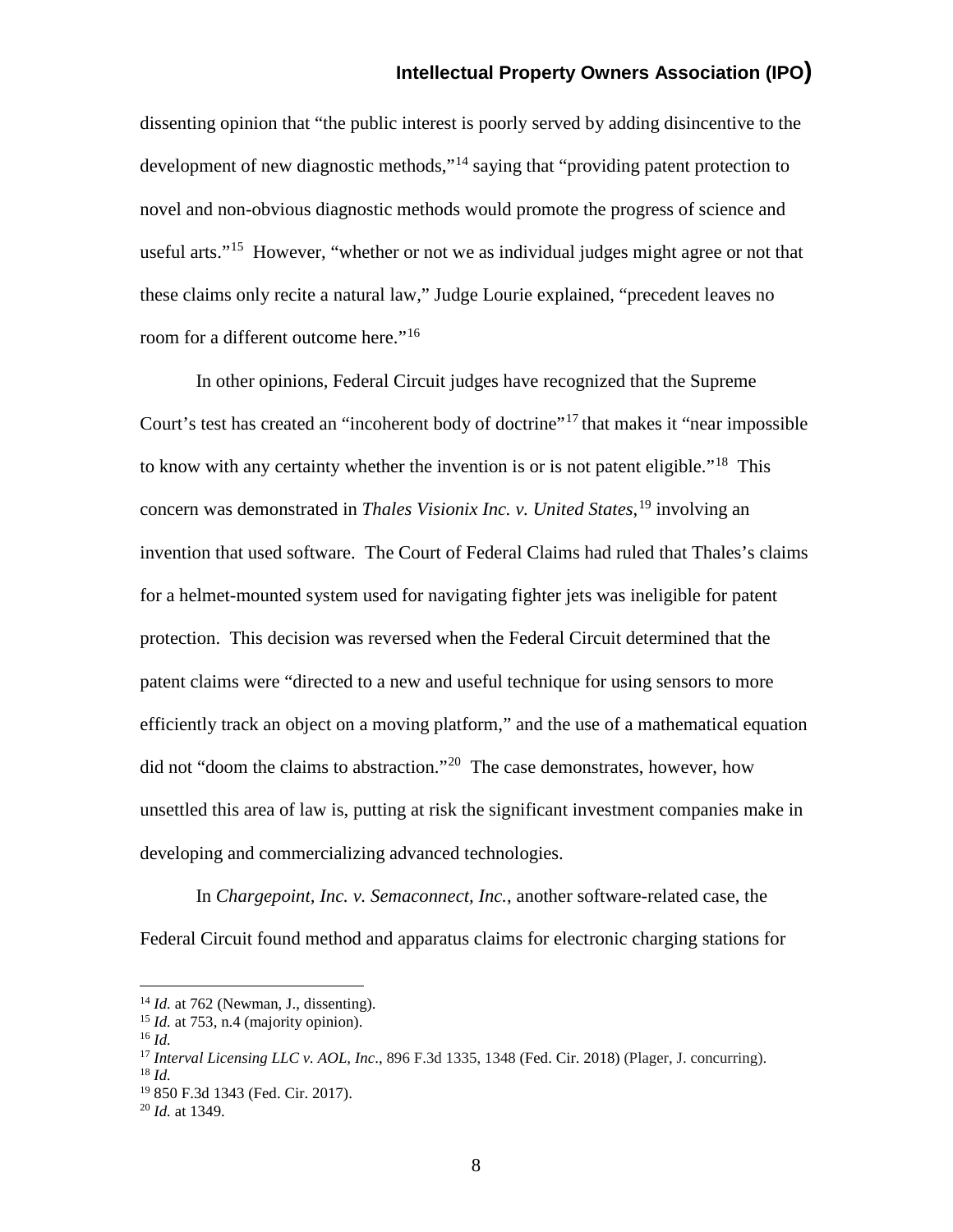dissenting opinion that "the public interest is poorly served by adding disincentive to the development of new diagnostic methods,"[14] saying that "providing patent protection to novel and non-obvious diagnostic methods would promote the progress of science and useful arts."[15] However, "whether or not we as individual judges might agree or not that these claims only recite a natural law," Judge Lourie explained, "precedent leaves no room for a different outcome here."[16]

In other opinions, Federal Circuit judges have recognized that the Supreme Court's test has created an "incoherent body of doctrine"[17] that makes it "near impossible to know with any certainty whether the invention is or is not patent eligible."[18] This concern was demonstrated in *Thales Visionix Inc. v. United States*,[19] involving an invention that used software. The Court of Federal Claims had ruled that Thales's claims for a helmet-mounted system used for navigating fighter jets was ineligible for patent protection. This decision was reversed when the Federal Circuit determined that the patent claims were "directed to a new and useful technique for using sensors to more efficiently track an object on a moving platform," and the use of a mathematical equation did not "doom the claims to abstraction."[20] The case demonstrates, however, how unsettled this area of law is, putting at risk the significant investment companies make in developing and commercializing advanced technologies.

In *Chargepoint, Inc. v. Semaconnect, Inc.*, another software-related case, the Federal Circuit found method and apparatus claims for electronic charging stations for

---

[14] *Id.* at 762 (Newman, J., dissenting).
[15] *Id.* at 753, n.4 (majority opinion).
[16] *Id.*
[17] *Interval Licensing LLC v. AOL, Inc*., 896 F.3d 1335, 1348 (Fed. Cir. 2018) (Plager, J. concurring).
[18] *Id.*
[19] 850 F.3d 1343 (Fed. Cir. 2017).
[20] *Id.* at 1349.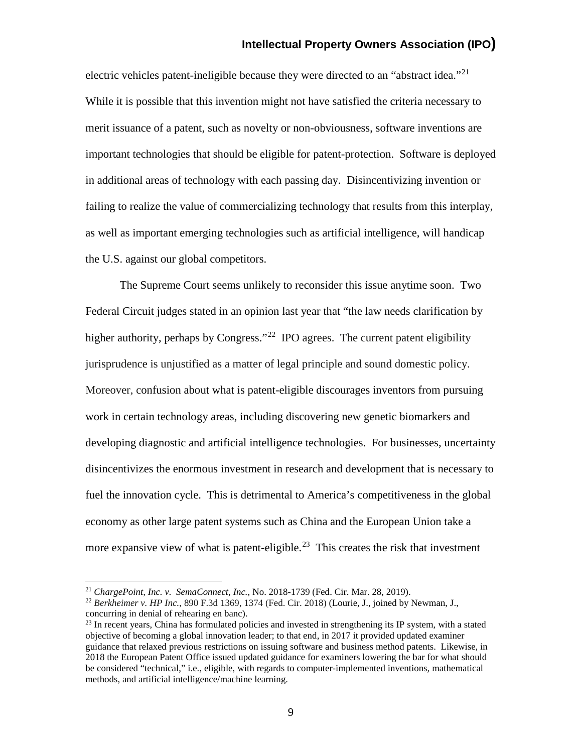electric vehicles patent-ineligible because they were directed to an "abstract idea."[21] While it is possible that this invention might not have satisfied the criteria necessary to merit issuance of a patent, such as novelty or non-obviousness, software inventions are important technologies that should be eligible for patent-protection. Software is deployed in additional areas of technology with each passing day. Disincentivizing invention or failing to realize the value of commercializing technology that results from this interplay, as well as important emerging technologies such as artificial intelligence, will handicap the U.S. against our global competitors.

The Supreme Court seems unlikely to reconsider this issue anytime soon. Two Federal Circuit judges stated in an opinion last year that "the law needs clarification by higher authority, perhaps by Congress."[22] IPO agrees. The current patent eligibility jurisprudence is unjustified as a matter of legal principle and sound domestic policy. Moreover, confusion about what is patent-eligible discourages inventors from pursuing work in certain technology areas, including discovering new genetic biomarkers and developing diagnostic and artificial intelligence technologies. For businesses, uncertainty disincentivizes the enormous investment in research and development that is necessary to fuel the innovation cycle. This is detrimental to America's competitiveness in the global economy as other large patent systems such as China and the European Union take a more expansive view of what is patent-eligible.[23] This creates the risk that investment

---

[21] *ChargePoint, Inc. v. SemaConnect, Inc.*, No. 2018-1739 (Fed. Cir. Mar. 28, 2019).

[22] *Berkheimer v. HP Inc.*, 890 F.3d 1369, 1374 (Fed. Cir. 2018) (Lourie, J., joined by Newman, J., concurring in denial of rehearing en banc).

[23] In recent years, China has formulated policies and invested in strengthening its IP system, with a stated objective of becoming a global innovation leader; to that end, in 2017 it provided updated examiner guidance that relaxed previous restrictions on issuing software and business method patents. Likewise, in 2018 the European Patent Office issued updated guidance for examiners lowering the bar for what should be considered "technical," i.e., eligible, with regards to computer-implemented inventions, mathematical methods, and artificial intelligence/machine learning.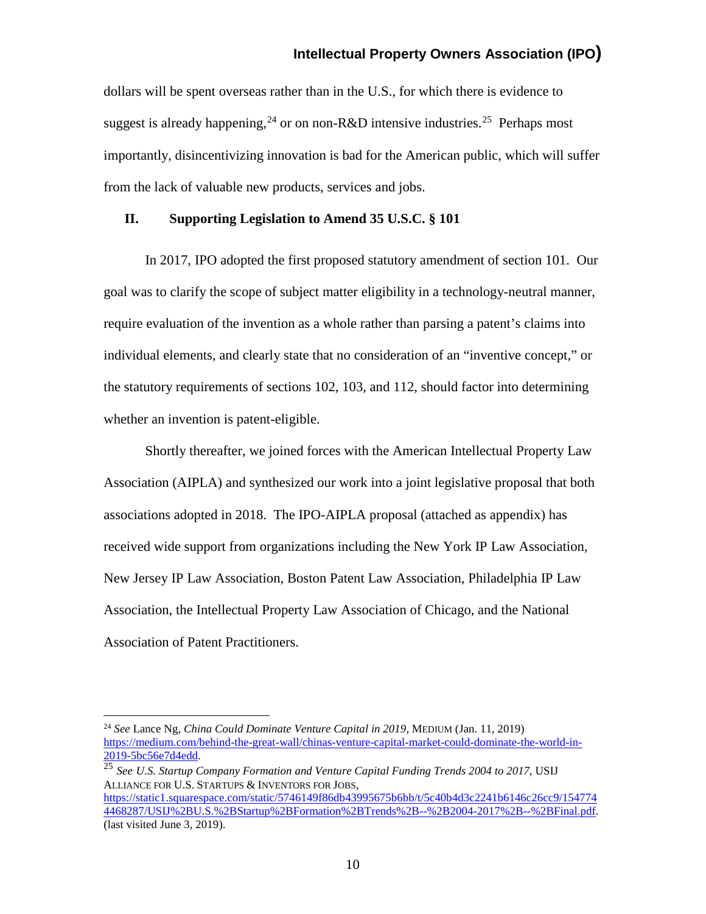dollars will be spent overseas rather than in the U.S., for which there is evidence to suggest is already happening,[24] or on non-R&D intensive industries.[25] Perhaps most importantly, disincentivizing innovation is bad for the American public, which will suffer from the lack of valuable new products, services and jobs.

## II. Supporting Legislation to Amend 35 U.S.C. § 101

In 2017, IPO adopted the first proposed statutory amendment of section 101. Our goal was to clarify the scope of subject matter eligibility in a technology-neutral manner, require evaluation of the invention as a whole rather than parsing a patent's claims into individual elements, and clearly state that no consideration of an "inventive concept," or the statutory requirements of sections 102, 103, and 112, should factor into determining whether an invention is patent-eligible.

Shortly thereafter, we joined forces with the American Intellectual Property Law Association (AIPLA) and synthesized our work into a joint legislative proposal that both associations adopted in 2018. The IPO-AIPLA proposal (attached as appendix) has received wide support from organizations including the New York IP Law Association, New Jersey IP Law Association, Boston Patent Law Association, Philadelphia IP Law Association, the Intellectual Property Law Association of Chicago, and the National Association of Patent Practitioners.

---

[24] *See* Lance Ng, *China Could Dominate Venture Capital in 2019*, MEDIUM (Jan. 11, 2019) https://medium.com/behind-the-great-wall/chinas-venture-capital-market-could-dominate-the-world-in-2019-5bc56e7d4edd.

[25] *See U.S. Startup Company Formation and Venture Capital Funding Trends 2004 to 2017*, USIJ ALLIANCE FOR U.S. STARTUPS & INVENTORS FOR JOBS, https://static1.squarespace.com/static/5746149f86db43995675b6bb/t/5c40b4d3c2241b6146c26cc9/1547744468287/USIJ%2BU.S.%2BStartup%2BFormation%2BTrends%2B--%2B2004-2017%2B--%2BFinal.pdf. (last visited June 3, 2019).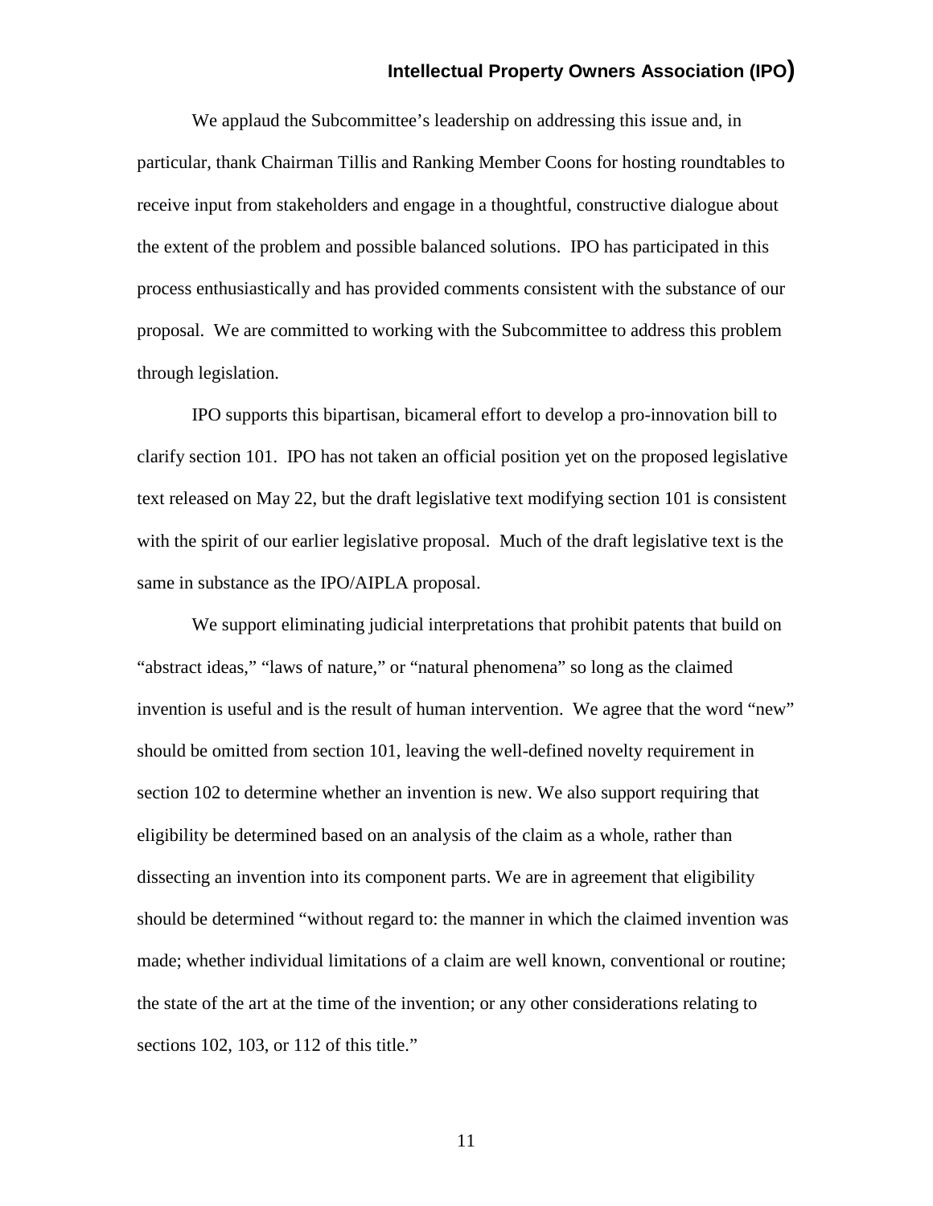We applaud the Subcommittee's leadership on addressing this issue and, in particular, thank Chairman Tillis and Ranking Member Coons for hosting roundtables to receive input from stakeholders and engage in a thoughtful, constructive dialogue about the extent of the problem and possible balanced solutions. IPO has participated in this process enthusiastically and has provided comments consistent with the substance of our proposal. We are committed to working with the Subcommittee to address this problem through legislation.

IPO supports this bipartisan, bicameral effort to develop a pro-innovation bill to clarify section 101. IPO has not taken an official position yet on the proposed legislative text released on May 22, but the draft legislative text modifying section 101 is consistent with the spirit of our earlier legislative proposal. Much of the draft legislative text is the same in substance as the IPO/AIPLA proposal.

We support eliminating judicial interpretations that prohibit patents that build on "abstract ideas," "laws of nature," or "natural phenomena" so long as the claimed invention is useful and is the result of human intervention. We agree that the word "new" should be omitted from section 101, leaving the well-defined novelty requirement in section 102 to determine whether an invention is new. We also support requiring that eligibility be determined based on an analysis of the claim as a whole, rather than dissecting an invention into its component parts. We are in agreement that eligibility should be determined "without regard to: the manner in which the claimed invention was made; whether individual limitations of a claim are well known, conventional or routine; the state of the art at the time of the invention; or any other considerations relating to sections 102, 103, or 112 of this title."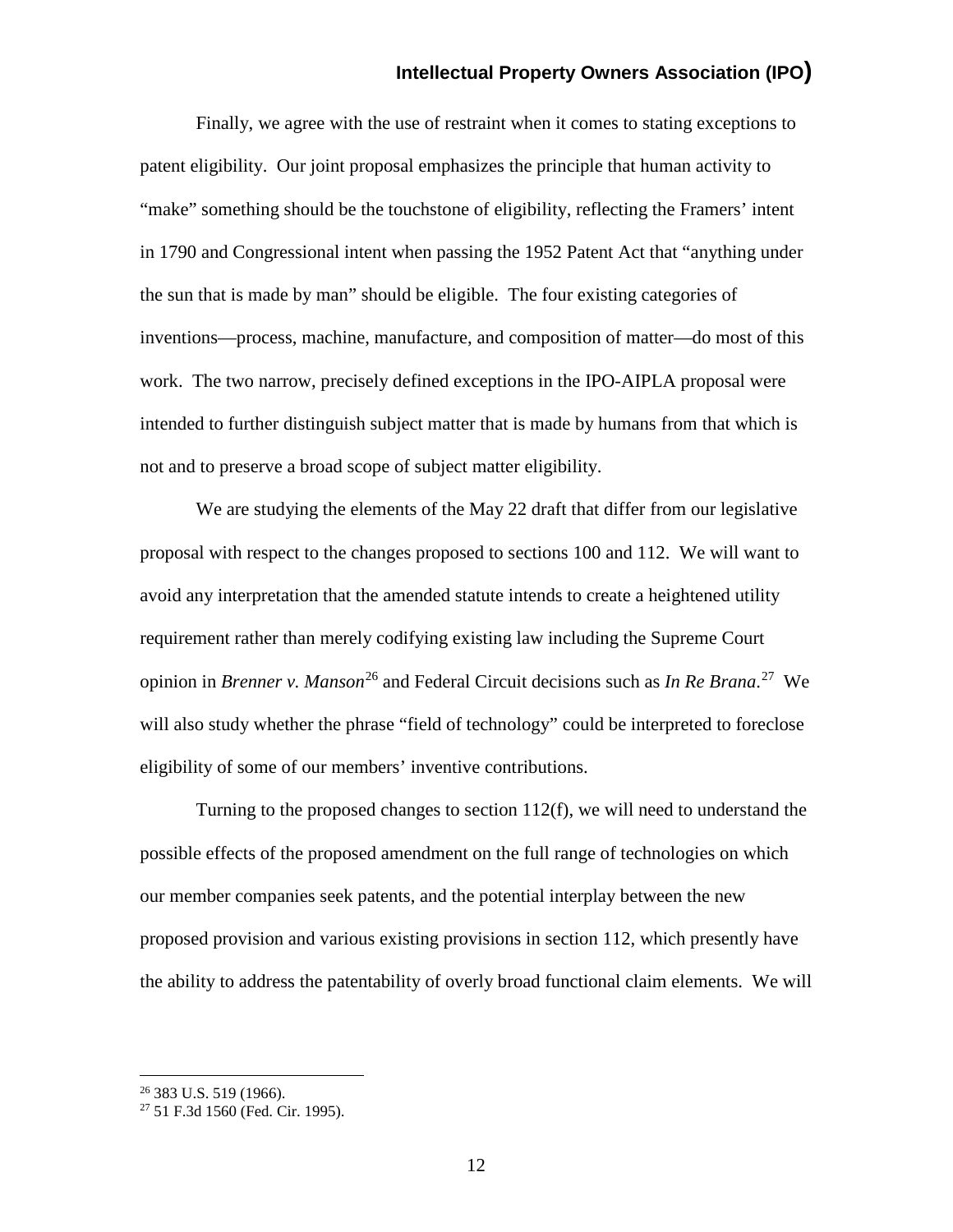Finally, we agree with the use of restraint when it comes to stating exceptions to patent eligibility. Our joint proposal emphasizes the principle that human activity to "make" something should be the touchstone of eligibility, reflecting the Framers' intent in 1790 and Congressional intent when passing the 1952 Patent Act that "anything under the sun that is made by man" should be eligible. The four existing categories of inventions—process, machine, manufacture, and composition of matter—do most of this work. The two narrow, precisely defined exceptions in the IPO-AIPLA proposal were intended to further distinguish subject matter that is made by humans from that which is not and to preserve a broad scope of subject matter eligibility.

We are studying the elements of the May 22 draft that differ from our legislative proposal with respect to the changes proposed to sections 100 and 112. We will want to avoid any interpretation that the amended statute intends to create a heightened utility requirement rather than merely codifying existing law including the Supreme Court opinion in *Brenner v. Manson*[26] and Federal Circuit decisions such as *In Re Brana*.[27] We will also study whether the phrase "field of technology" could be interpreted to foreclose eligibility of some of our members' inventive contributions.

Turning to the proposed changes to section 112(f), we will need to understand the possible effects of the proposed amendment on the full range of technologies on which our member companies seek patents, and the potential interplay between the new proposed provision and various existing provisions in section 112, which presently have the ability to address the patentability of overly broad functional claim elements. We will

---

[26] 383 U.S. 519 (1966).

[27] 51 F.3d 1560 (Fed. Cir. 1995).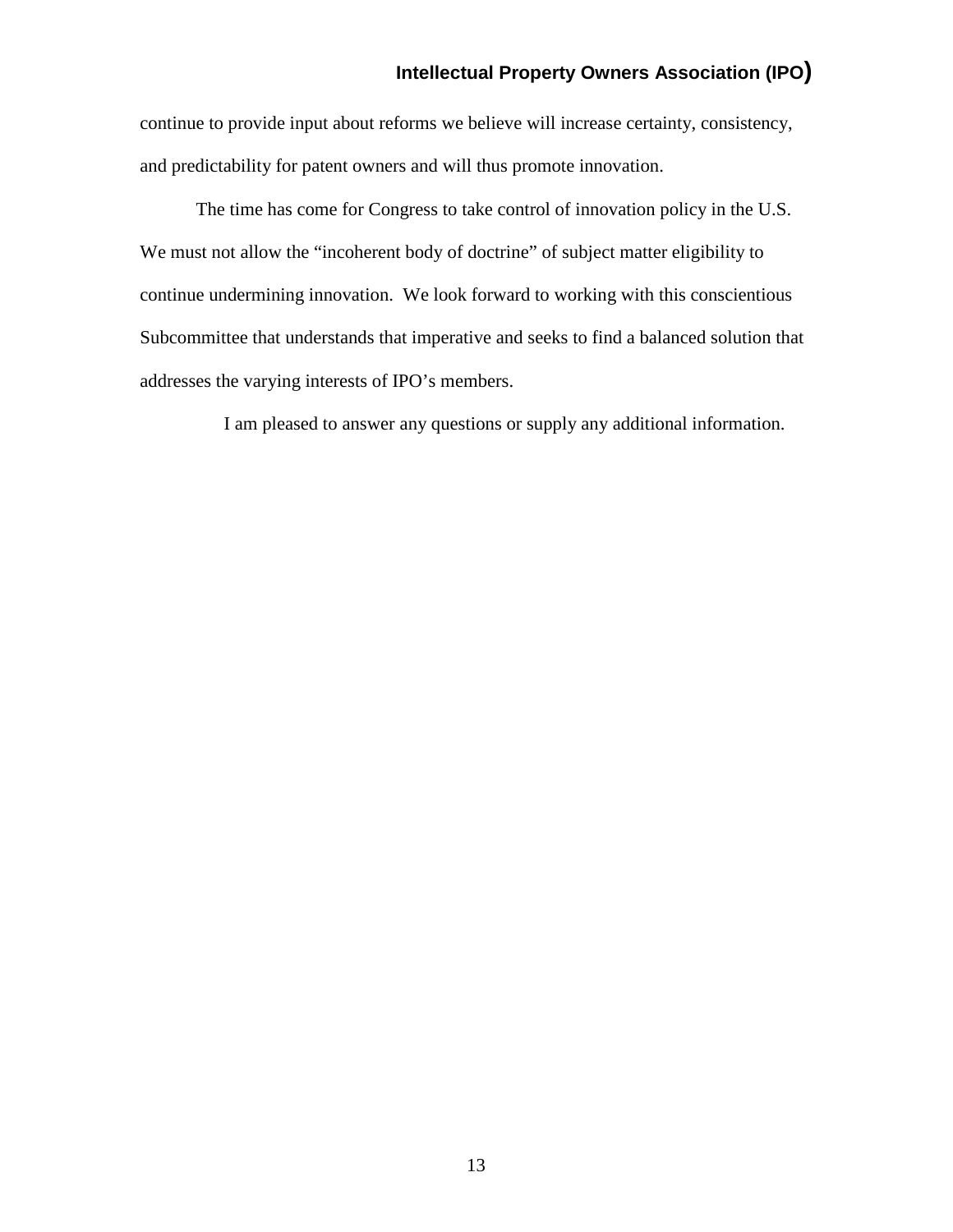continue to provide input about reforms we believe will increase certainty, consistency, and predictability for patent owners and will thus promote innovation.

The time has come for Congress to take control of innovation policy in the U.S. We must not allow the "incoherent body of doctrine" of subject matter eligibility to continue undermining innovation. We look forward to working with this conscientious Subcommittee that understands that imperative and seeks to find a balanced solution that addresses the varying interests of IPO's members.

I am pleased to answer any questions or supply any additional information.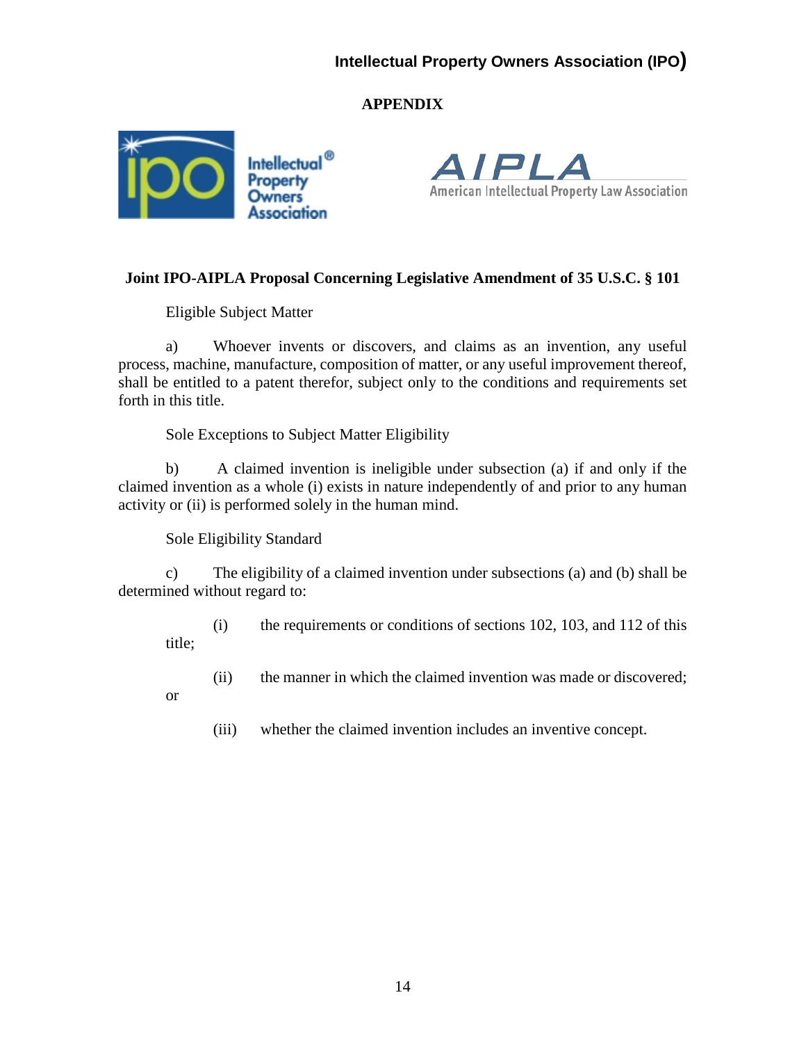## APPENDIX

### Joint IPO-AIPLA Proposal Concerning Legislative Amendment of 35 U.S.C. § 101

Eligible Subject Matter

a) Whoever invents or discovers, and claims as an invention, any useful process, machine, manufacture, composition of matter, or any useful improvement thereof, shall be entitled to a patent therefor, subject only to the conditions and requirements set forth in this title.

Sole Exceptions to Subject Matter Eligibility

b) A claimed invention is ineligible under subsection (a) if and only if the claimed invention as a whole (i) exists in nature independently of and prior to any human activity or (ii) is performed solely in the human mind.

Sole Eligibility Standard

c) The eligibility of a claimed invention under subsections (a) and (b) shall be determined without regard to:

(i) the requirements or conditions of sections 102, 103, and 112 of this title;

(ii) the manner in which the claimed invention was made or discovered; or

(iii) whether the claimed invention includes an inventive concept.